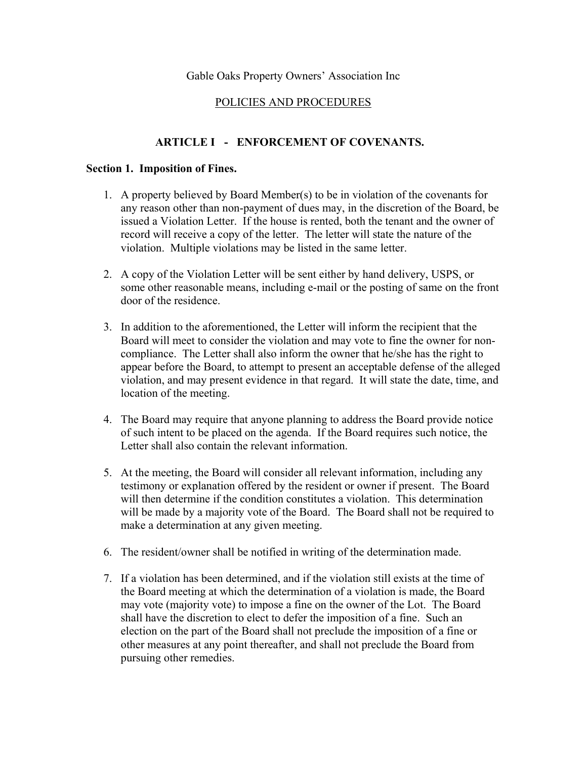Gable Oaks Property Owners' Association Inc

POLICIES AND PROCEDURES

# ARTICLE I - ENFORCEMENT OF COVENANTS.

## Section 1. Imposition of Fines.

1. A property believed by Board Member(s) to be in violation of the covenants for any reason other than non-payment of dues may, in the discretion of the Board, be issued a Violation Letter. If the house is rented, both the tenant and the owner of record will receive a copy of the letter. The letter will state the nature of the violation. Multiple violations may be listed in the same letter.

2. A copy of the Violation Letter will be sent either by hand delivery, USPS, or some other reasonable means, including e-mail or the posting of same on the front door of the residence.

3. In addition to the aforementioned, the Letter will inform the recipient that the Board will meet to consider the violation and may vote to fine the owner for non-compliance. The Letter shall also inform the owner that he/she has the right to appear before the Board, to attempt to present an acceptable defense of the alleged violation, and may present evidence in that regard. It will state the date, time, and location of the meeting.

4. The Board may require that anyone planning to address the Board provide notice of such intent to be placed on the agenda. If the Board requires such notice, the Letter shall also contain the relevant information.

5. At the meeting, the Board will consider all relevant information, including any testimony or explanation offered by the resident or owner if present. The Board will then determine if the condition constitutes a violation. This determination will be made by a majority vote of the Board. The Board shall not be required to make a determination at any given meeting.

6. The resident/owner shall be notified in writing of the determination made.

7. If a violation has been determined, and if the violation still exists at the time of the Board meeting at which the determination of a violation is made, the Board may vote (majority vote) to impose a fine on the owner of the Lot. The Board shall have the discretion to elect to defer the imposition of a fine. Such an election on the part of the Board shall not preclude the imposition of a fine or other measures at any point thereafter, and shall not preclude the Board from pursuing other remedies.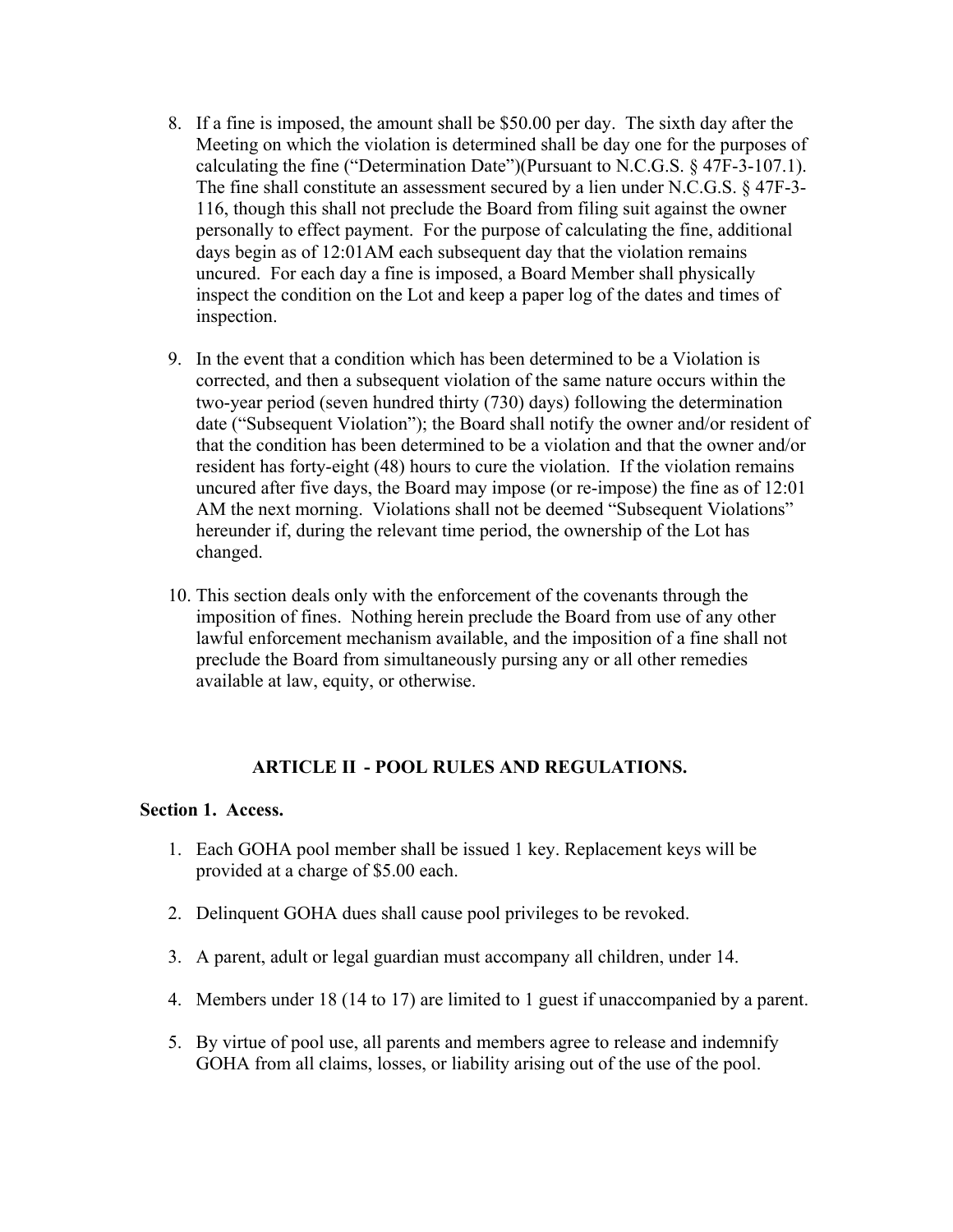8. If a fine is imposed, the amount shall be $50.00 per day. The sixth day after the Meeting on which the violation is determined shall be day one for the purposes of calculating the fine ("Determination Date")(Pursuant to N.C.G.S. § 47F-3-107.1). The fine shall constitute an assessment secured by a lien under N.C.G.S. § 47F-3-116, though this shall not preclude the Board from filing suit against the owner personally to effect payment. For the purpose of calculating the fine, additional days begin as of 12:01AM each subsequent day that the violation remains uncured. For each day a fine is imposed, a Board Member shall physically inspect the condition on the Lot and keep a paper log of the dates and times of inspection.

9. In the event that a condition which has been determined to be a Violation is corrected, and then a subsequent violation of the same nature occurs within the two-year period (seven hundred thirty (730) days) following the determination date ("Subsequent Violation"); the Board shall notify the owner and/or resident of that the condition has been determined to be a violation and that the owner and/or resident has forty-eight (48) hours to cure the violation. If the violation remains uncured after five days, the Board may impose (or re-impose) the fine as of 12:01 AM the next morning. Violations shall not be deemed "Subsequent Violations" hereunder if, during the relevant time period, the ownership of the Lot has changed.

10. This section deals only with the enforcement of the covenants through the imposition of fines. Nothing herein preclude the Board from use of any other lawful enforcement mechanism available, and the imposition of a fine shall not preclude the Board from simultaneously pursing any or all other remedies available at law, equity, or otherwise.

## ARTICLE II - POOL RULES AND REGULATIONS.

### Section 1. Access.

1. Each GOHA pool member shall be issued 1 key. Replacement keys will be provided at a charge of $5.00 each.

2. Delinquent GOHA dues shall cause pool privileges to be revoked.

3. A parent, adult or legal guardian must accompany all children, under 14.

4. Members under 18 (14 to 17) are limited to 1 guest if unaccompanied by a parent.

5. By virtue of pool use, all parents and members agree to release and indemnify GOHA from all claims, losses, or liability arising out of the use of the pool.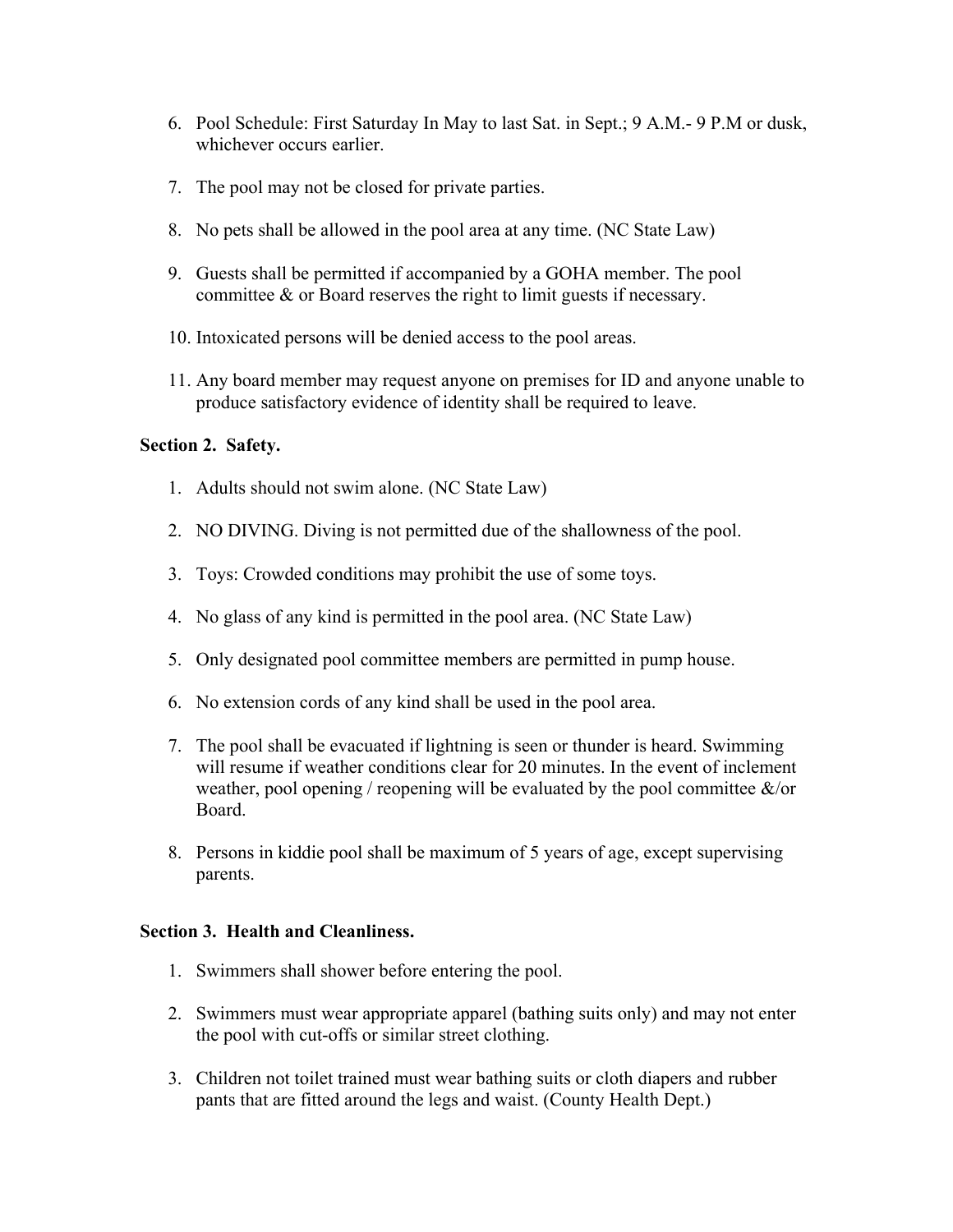6. Pool Schedule: First Saturday In May to last Sat. in Sept.; 9 A.M.- 9 P.M or dusk, whichever occurs earlier.

7. The pool may not be closed for private parties.

8. No pets shall be allowed in the pool area at any time. (NC State Law)

9. Guests shall be permitted if accompanied by a GOHA member. The pool committee & or Board reserves the right to limit guests if necessary.

10. Intoxicated persons will be denied access to the pool areas.

11. Any board member may request anyone on premises for ID and anyone unable to produce satisfactory evidence of identity shall be required to leave.

**Section 2. Safety.**

1. Adults should not swim alone. (NC State Law)

2. NO DIVING. Diving is not permitted due of the shallowness of the pool.

3. Toys: Crowded conditions may prohibit the use of some toys.

4. No glass of any kind is permitted in the pool area. (NC State Law)

5. Only designated pool committee members are permitted in pump house.

6. No extension cords of any kind shall be used in the pool area.

7. The pool shall be evacuated if lightning is seen or thunder is heard. Swimming will resume if weather conditions clear for 20 minutes. In the event of inclement weather, pool opening / reopening will be evaluated by the pool committee &/or Board.

8. Persons in kiddie pool shall be maximum of 5 years of age, except supervising parents.

**Section 3. Health and Cleanliness.**

1. Swimmers shall shower before entering the pool.

2. Swimmers must wear appropriate apparel (bathing suits only) and may not enter the pool with cut-offs or similar street clothing.

3. Children not toilet trained must wear bathing suits or cloth diapers and rubber pants that are fitted around the legs and waist. (County Health Dept.)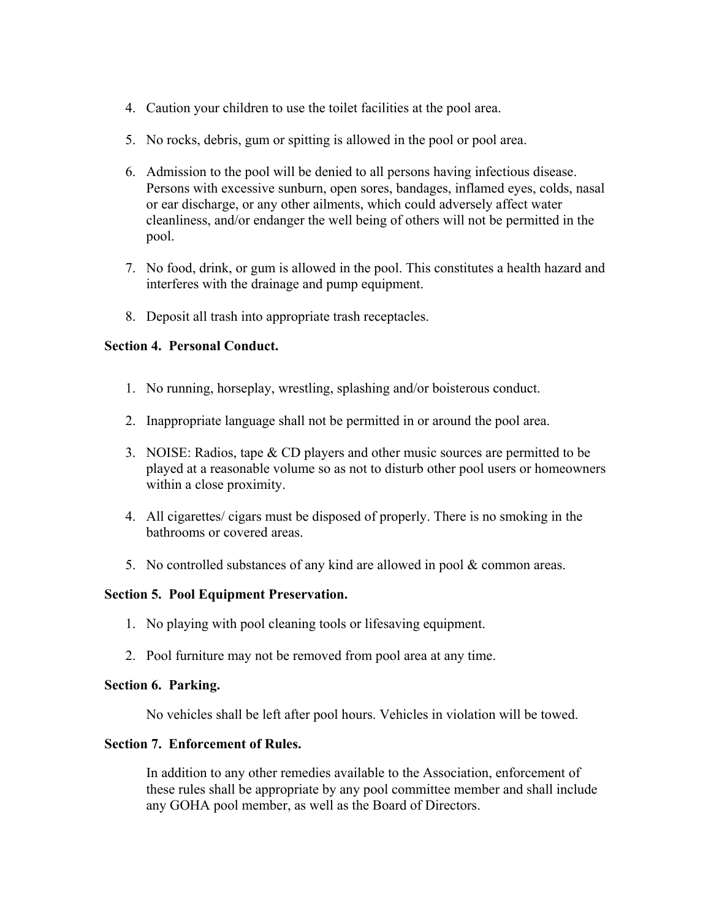4. Caution your children to use the toilet facilities at the pool area.

5. No rocks, debris, gum or spitting is allowed in the pool or pool area.

6. Admission to the pool will be denied to all persons having infectious disease. Persons with excessive sunburn, open sores, bandages, inflamed eyes, colds, nasal or ear discharge, or any other ailments, which could adversely affect water cleanliness, and/or endanger the well being of others will not be permitted in the pool.

7. No food, drink, or gum is allowed in the pool. This constitutes a health hazard and interferes with the drainage and pump equipment.

8. Deposit all trash into appropriate trash receptacles.

**Section 4. Personal Conduct.**

1. No running, horseplay, wrestling, splashing and/or boisterous conduct.

2. Inappropriate language shall not be permitted in or around the pool area.

3. NOISE: Radios, tape & CD players and other music sources are permitted to be played at a reasonable volume so as not to disturb other pool users or homeowners within a close proximity.

4. All cigarettes/ cigars must be disposed of properly. There is no smoking in the bathrooms or covered areas.

5. No controlled substances of any kind are allowed in pool & common areas.

**Section 5. Pool Equipment Preservation.**

1. No playing with pool cleaning tools or lifesaving equipment.

2. Pool furniture may not be removed from pool area at any time.

**Section 6. Parking.**

No vehicles shall be left after pool hours. Vehicles in violation will be towed.

**Section 7. Enforcement of Rules.**

In addition to any other remedies available to the Association, enforcement of these rules shall be appropriate by any pool committee member and shall include any GOHA pool member, as well as the Board of Directors.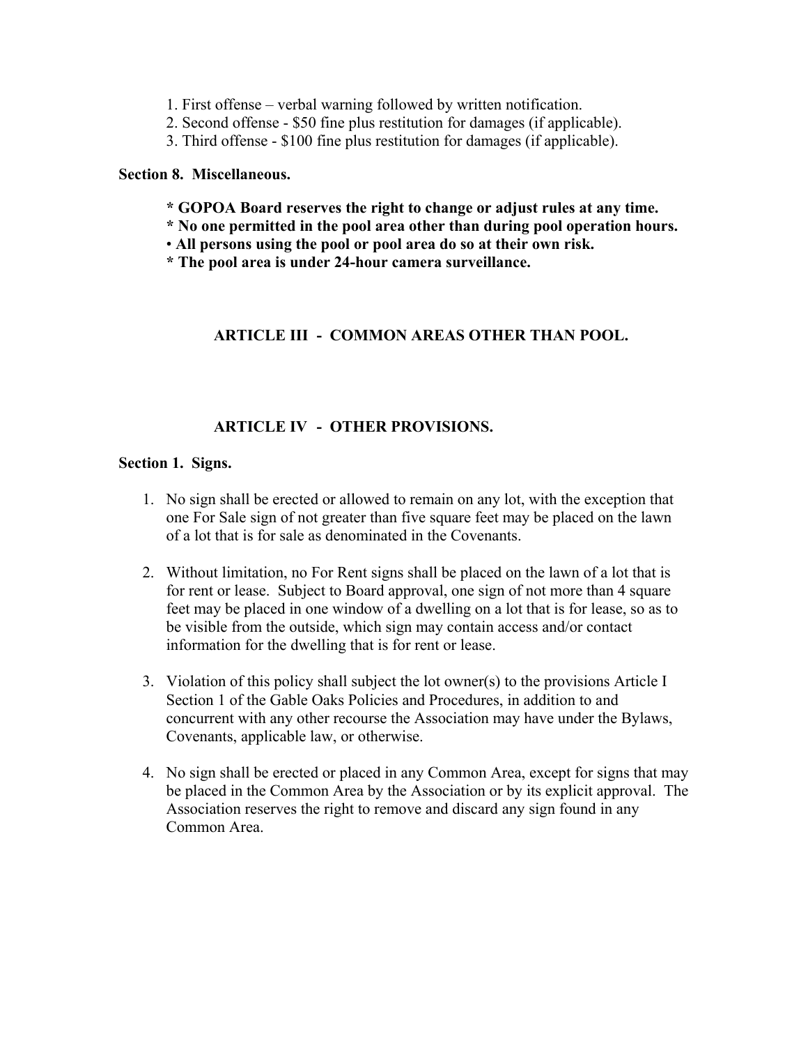1. First offense – verbal warning followed by written notification.
2. Second offense - $50 fine plus restitution for damages (if applicable).
3. Third offense - $100 fine plus restitution for damages (if applicable).

**Section 8. Miscellaneous.**

- **GOPOA Board reserves the right to change or adjust rules at any time.**
- **No one permitted in the pool area other than during pool operation hours.**
- **All persons using the pool or pool area do so at their own risk.**
- **The pool area is under 24-hour camera surveillance.**

## ARTICLE III - COMMON AREAS OTHER THAN POOL.

## ARTICLE IV - OTHER PROVISIONS.

**Section 1. Signs.**

1. No sign shall be erected or allowed to remain on any lot, with the exception that one For Sale sign of not greater than five square feet may be placed on the lawn of a lot that is for sale as denominated in the Covenants.

2. Without limitation, no For Rent signs shall be placed on the lawn of a lot that is for rent or lease. Subject to Board approval, one sign of not more than 4 square feet may be placed in one window of a dwelling on a lot that is for lease, so as to be visible from the outside, which sign may contain access and/or contact information for the dwelling that is for rent or lease.

3. Violation of this policy shall subject the lot owner(s) to the provisions Article I Section 1 of the Gable Oaks Policies and Procedures, in addition to and concurrent with any other recourse the Association may have under the Bylaws, Covenants, applicable law, or otherwise.

4. No sign shall be erected or placed in any Common Area, except for signs that may be placed in the Common Area by the Association or by its explicit approval. The Association reserves the right to remove and discard any sign found in any Common Area.